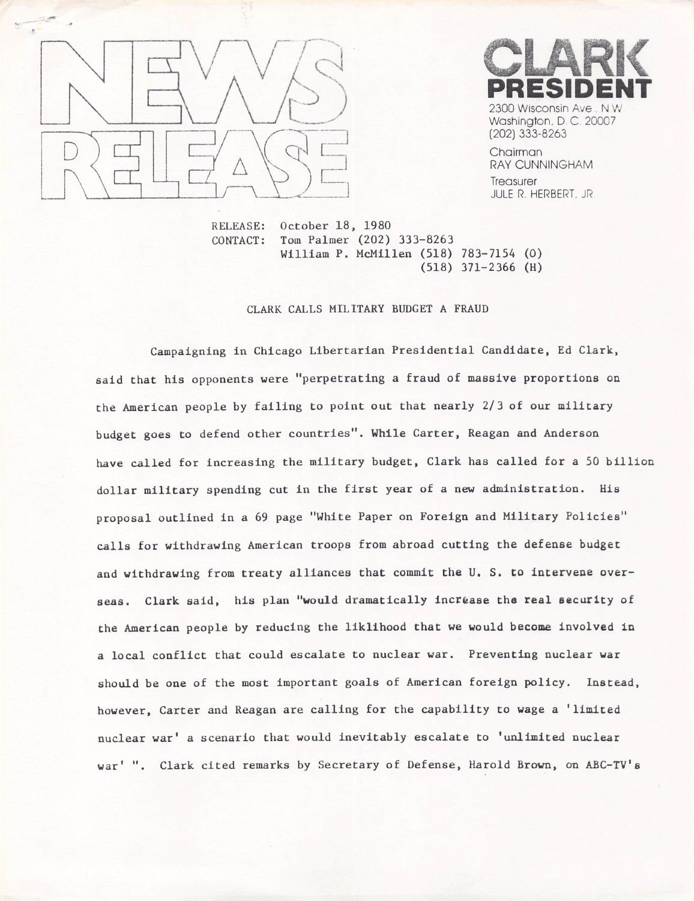# NEWS RELEASE

**CLARK PRESIDENT**

2300 Wisconsin Ave., N.W.
Washington, D.C. 20007
(202) 333-8263

Chairman
RAY CUNNINGHAM

Treasurer
JULE R. HERBERT, JR.

RELEASE: October 18, 1980
CONTACT: Tom Palmer (202) 333-8263
William P. McMillen (518) 783-7154 (O)
(518) 371-2366 (H)

## CLARK CALLS MILITARY BUDGET A FRAUD

Campaigning in Chicago Libertarian Presidential Candidate, Ed Clark, said that his opponents were "perpetrating a fraud of massive proportions on the American people by failing to point out that nearly 2/3 of our military budget goes to defend other countries". While Carter, Reagan and Anderson have called for increasing the military budget, Clark has called for a 50 billion dollar military spending cut in the first year of a new administration. His proposal outlined in a 69 page "White Paper on Foreign and Military Policies" calls for withdrawing American troops from abroad cutting the defense budget and withdrawing from treaty alliances that commit the U. S. to intervene overseas. Clark said, his plan "would dramatically increase the real security of the American people by reducing the liklihood that we would become involved in a local conflict that could escalate to nuclear war. Preventing nuclear war should be one of the most important goals of American foreign policy. Instead, however, Carter and Reagan are calling for the capability to wage a 'limited nuclear war' a scenario that would inevitably escalate to 'unlimited nuclear war' ". Clark cited remarks by Secretary of Defense, Harold Brown, on ABC-TV's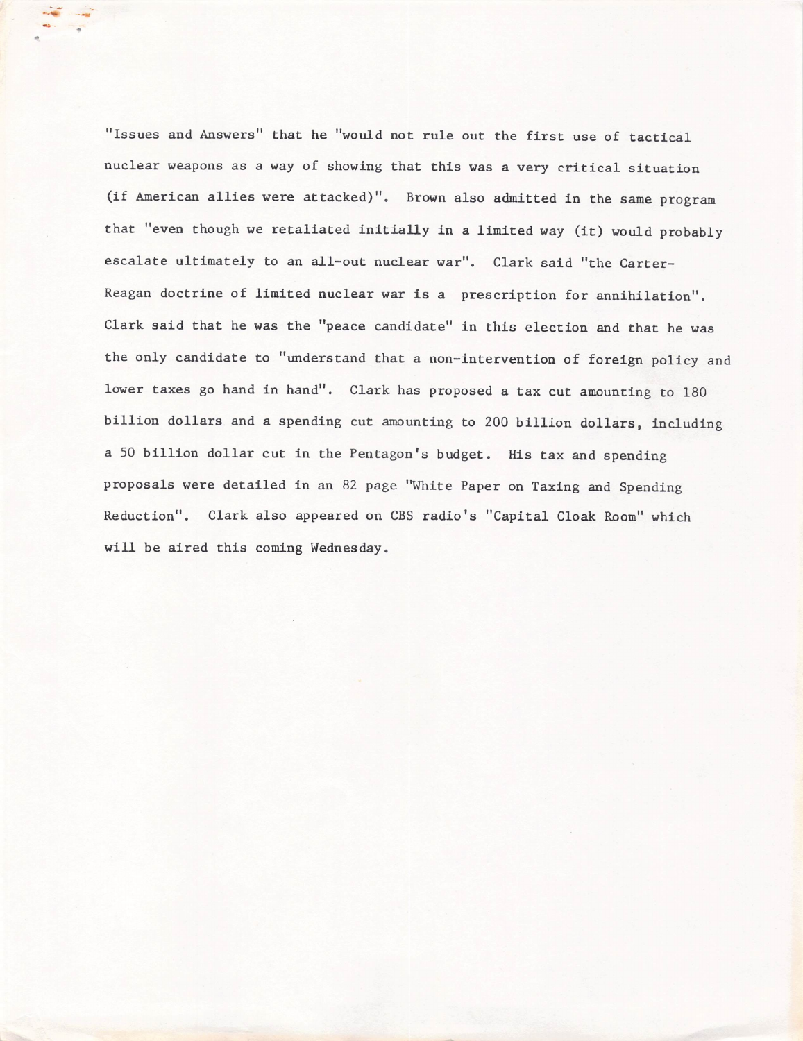"Issues and Answers" that he "would not rule out the first use of tactical nuclear weapons as a way of showing that this was a very critical situation (if American allies were attacked)". Brown also admitted in the same program that "even though we retaliated initially in a limited way (it) would probably escalate ultimately to an all-out nuclear war". Clark said "the Carter-Reagan doctrine of limited nuclear war is a prescription for annihilation". Clark said that he was the "peace candidate" in this election and that he was the only candidate to "understand that a non-intervention of foreign policy and lower taxes go hand in hand". Clark has proposed a tax cut amounting to 180 billion dollars and a spending cut amounting to 200 billion dollars, including a 50 billion dollar cut in the Pentagon's budget. His tax and spending proposals were detailed in an 82 page "White Paper on Taxing and Spending Reduction". Clark also appeared on CBS radio's "Capital Cloak Room" which will be aired this coming Wednesday.